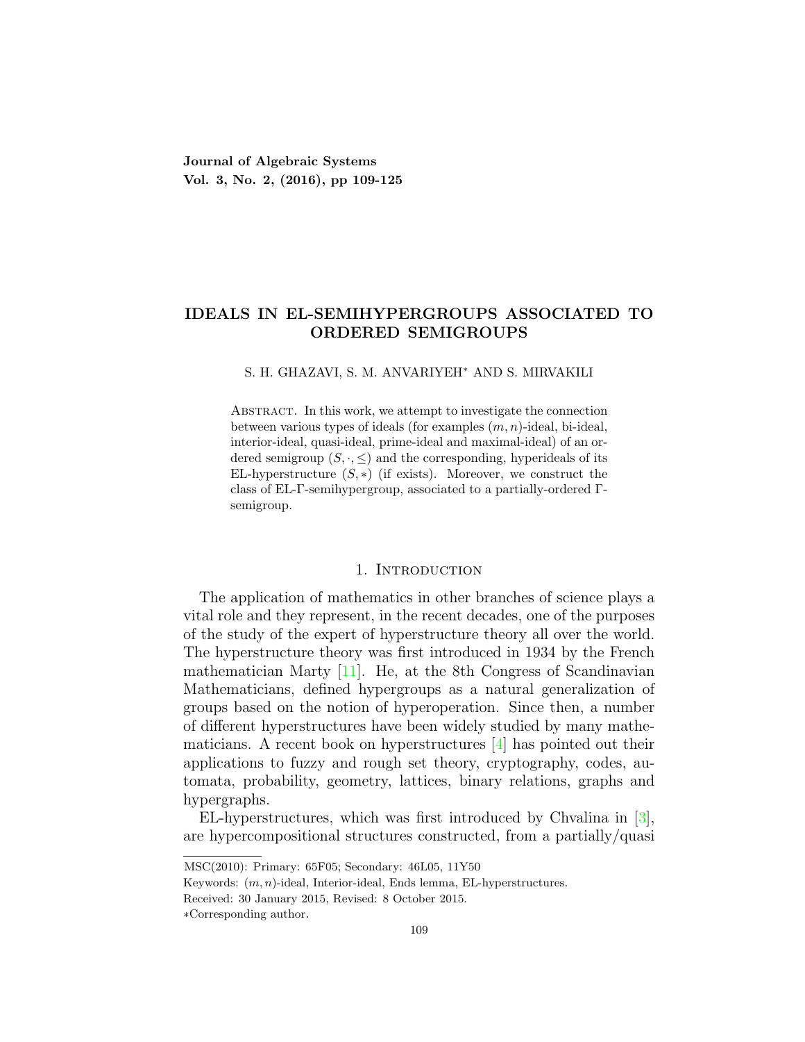**Journal of Algebraic Systems**
**Vol. 3, No. 2, (2016), pp 109-125**

# IDEALS IN EL-SEMIHYPERGROUPS ASSOCIATED TO ORDERED SEMIGROUPS

S. H. GHAZAVI, S. M. ANVARIYEH* AND S. MIRVAKILI

Abstract. In this work, we attempt to investigate the connection between various types of ideals (for examples $(m, n)$-ideal, bi-ideal, interior-ideal, quasi-ideal, prime-ideal and maximal-ideal) of an ordered semigroup $(S, \cdot, \leq)$ and the corresponding, hyperideals of its EL-hyperstructure $(S, *)$ (if exists). Moreover, we construct the class of EL-Γ-semihypergroup, associated to a partially-ordered Γ-semigroup.

## 1. Introduction

The application of mathematics in other branches of science plays a vital role and they represent, in the recent decades, one of the purposes of the study of the expert of hyperstructure theory all over the world. The hyperstructure theory was first introduced in 1934 by the French mathematician Marty [11]. He, at the 8th Congress of Scandinavian Mathematicians, defined hypergroups as a natural generalization of groups based on the notion of hyperoperation. Since then, a number of different hyperstructures have been widely studied by many mathematicians. A recent book on hyperstructures [4] has pointed out their applications to fuzzy and rough set theory, cryptography, codes, automata, probability, geometry, lattices, binary relations, graphs and hypergraphs.

EL-hyperstructures, which was first introduced by Chvalina in [3], are hypercompositional structures constructed, from a partially/quasi

MSC(2010): Primary: 65F05; Secondary: 46L05, 11Y50

Keywords: $(m, n)$-ideal, Interior-ideal, Ends lemma, EL-hyperstructures.

Received: 30 January 2015, Revised: 8 October 2015.

*Corresponding author.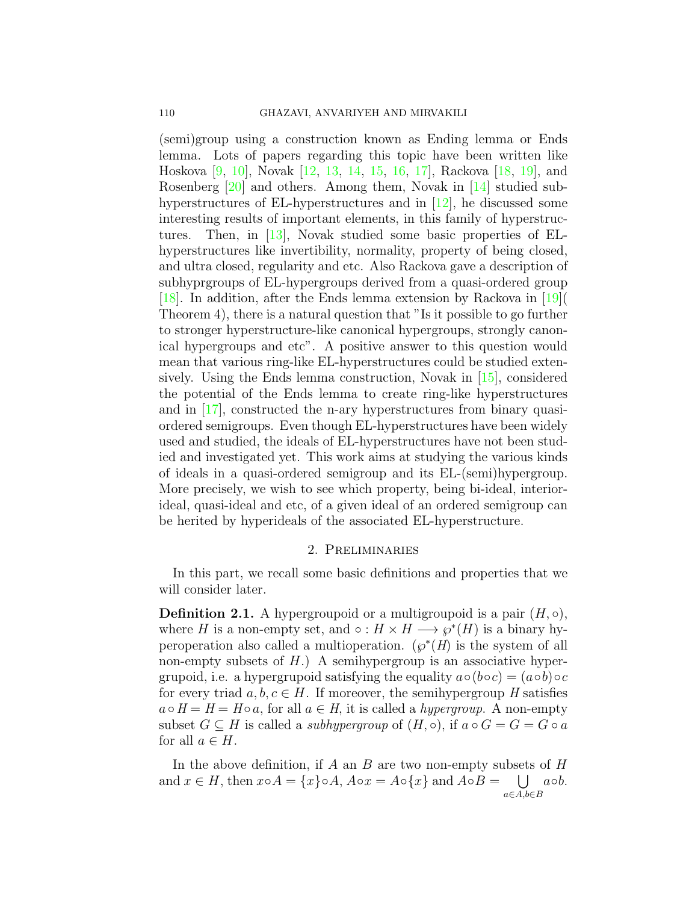(semi)group using a construction known as Ending lemma or Ends lemma. Lots of papers regarding this topic have been written like Hoskova [9, 10], Novak [12, 13, 14, 15, 16, 17], Rackova [18, 19], and Rosenberg [20] and others. Among them, Novak in [14] studied subhyperstructures of EL-hyperstructures and in [12], he discussed some interesting results of important elements, in this family of hyperstructures. Then, in [13], Novak studied some basic properties of EL-hyperstructures like invertibility, normality, property of being closed, and ultra closed, regularity and etc. Also Rackova gave a description of subhyprgroups of EL-hypergroups derived from a quasi-ordered group [18]. In addition, after the Ends lemma extension by Rackova in [19]( Theorem 4), there is a natural question that "Is it possible to go further to stronger hyperstructure-like canonical hypergroups, strongly canonical hypergroups and etc". A positive answer to this question would mean that various ring-like EL-hyperstructures could be studied extensively. Using the Ends lemma construction, Novak in [15], considered the potential of the Ends lemma to create ring-like hyperstructures and in [17], constructed the n-ary hyperstructures from binary quasi-ordered semigroups. Even though EL-hyperstructures have been widely used and studied, the ideals of EL-hyperstructures have not been studied and investigated yet. This work aims at studying the various kinds of ideals in a quasi-ordered semigroup and its EL-(semi)hypergroup. More precisely, we wish to see which property, being bi-ideal, interior-ideal, quasi-ideal and etc, of a given ideal of an ordered semigroup can be herited by hyperideals of the associated EL-hyperstructure.

## 2. Preliminaries

In this part, we recall some basic definitions and properties that we will consider later.

**Definition 2.1.** A hypergroupoid or a multigroupoid is a pair $(H, \circ)$, where $H$ is a non-empty set, and $\circ : H \times H \longrightarrow \wp^*(H)$ is a binary hyperoperation also called a multioperation. ($\wp^*(H)$ is the system of all non-empty subsets of $H$.) A semihypergroup is an associative hypergrupoid, i.e. a hypergrupoid satisfying the equality $a \circ (b \circ c) = (a \circ b) \circ c$ for every triad $a, b, c \in H$. If moreover, the semihypergroup $H$ satisfies $a \circ H = H = H \circ a$, for all $a \in H$, it is called a *hypergroup*. A non-empty subset $G \subseteq H$ is called a *subhypergroup* of $(H, \circ)$, if $a \circ G = G = G \circ a$ for all $a \in H$.

In the above definition, if $A$ an $B$ are two non-empty subsets of $H$ and $x \in H$, then $x \circ A = \{x\} \circ A$, $A \circ x = A \circ \{x\}$ and $A \circ B = \bigcup\limits_{a \in A, b \in B} a \circ b$.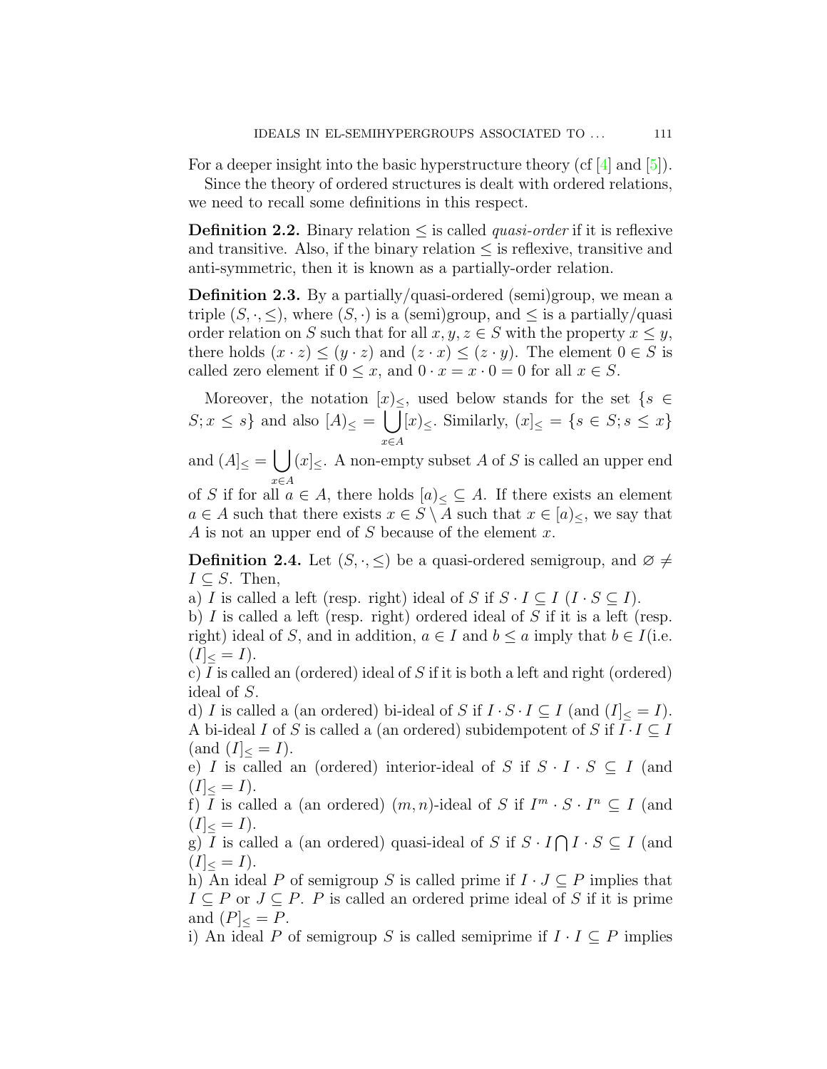For a deeper insight into the basic hyperstructure theory (cf [4] and [5]).

Since the theory of ordered structures is dealt with ordered relations, we need to recall some definitions in this respect.

**Definition 2.2.** Binary relation $\leq$ is called *quasi-order* if it is reflexive and transitive. Also, if the binary relation $\leq$ is reflexive, transitive and anti-symmetric, then it is known as a partially-order relation.

**Definition 2.3.** By a partially/quasi-ordered (semi)group, we mean a triple $(S, \cdot, \leq)$, where $(S, \cdot)$ is a (semi)group, and $\leq$ is a partially/quasi order relation on $S$ such that for all $x, y, z \in S$ with the property $x \leq y$, there holds $(x \cdot z) \leq (y \cdot z)$ and $(z \cdot x) \leq (z \cdot y)$. The element $0 \in S$ is called zero element if $0 \leq x$, and $0 \cdot x = x \cdot 0 = 0$ for all $x \in S$.

Moreover, the notation $[x)_{\leq}$, used below stands for the set $\{s \in S; x \leq s\}$ and also $[A)_{\leq} = \bigcup\limits_{x \in A} [x)_{\leq}$. Similarly, $(x]_{\leq} = \{s \in S; s \leq x\}$ and $(A]_{\leq} = \bigcup\limits_{x \in A} (x]_{\leq}$. A non-empty subset $A$ of $S$ is called an upper end of $S$ if for all $a \in A$, there holds $[a)_{\leq} \subseteq A$. If there exists an element $a \in A$ such that there exists $x \in S \setminus A$ such that $x \in [a)_{\leq}$, we say that $A$ is not an upper end of $S$ because of the element $x$.

**Definition 2.4.** Let $(S, \cdot, \leq)$ be a quasi-ordered semigroup, and $\varnothing \neq I \subseteq S$. Then,

a) $I$ is called a left (resp. right) ideal of $S$ if $S \cdot I \subseteq I$ $(I \cdot S \subseteq I)$.

b) $I$ is called a left (resp. right) ordered ideal of $S$ if it is a left (resp. right) ideal of $S$, and in addition, $a \in I$ and $b \leq a$ imply that $b \in I$(i.e. $(I]_{\leq} = I$).

c) $I$ is called an (ordered) ideal of $S$ if it is both a left and right (ordered) ideal of $S$.

d) $I$ is called a (an ordered) bi-ideal of $S$ if $I \cdot S \cdot I \subseteq I$ (and $(I]_{\leq} = I$). A bi-ideal $I$ of $S$ is called a (an ordered) subidempotent of $S$ if $I \cdot I \subseteq I$ (and $(I]_{\leq} = I$).

e) $I$ is called an (ordered) interior-ideal of $S$ if $S \cdot I \cdot S \subseteq I$ (and $(I]_{\leq} = I$).

f) $I$ is called a (an ordered) $(m, n)$-ideal of $S$ if $I^m \cdot S \cdot I^n \subseteq I$ (and $(I]_{\leq} = I$).

g) $I$ is called a (an ordered) quasi-ideal of $S$ if $S \cdot I \bigcap I \cdot S \subseteq I$ (and $(I]_{\leq} = I$).

h) An ideal $P$ of semigroup $S$ is called prime if $I \cdot J \subseteq P$ implies that $I \subseteq P$ or $J \subseteq P$. $P$ is called an ordered prime ideal of $S$ if it is prime and $(P]_{\leq} = P$.

i) An ideal $P$ of semigroup $S$ is called semiprime if $I \cdot I \subseteq P$ implies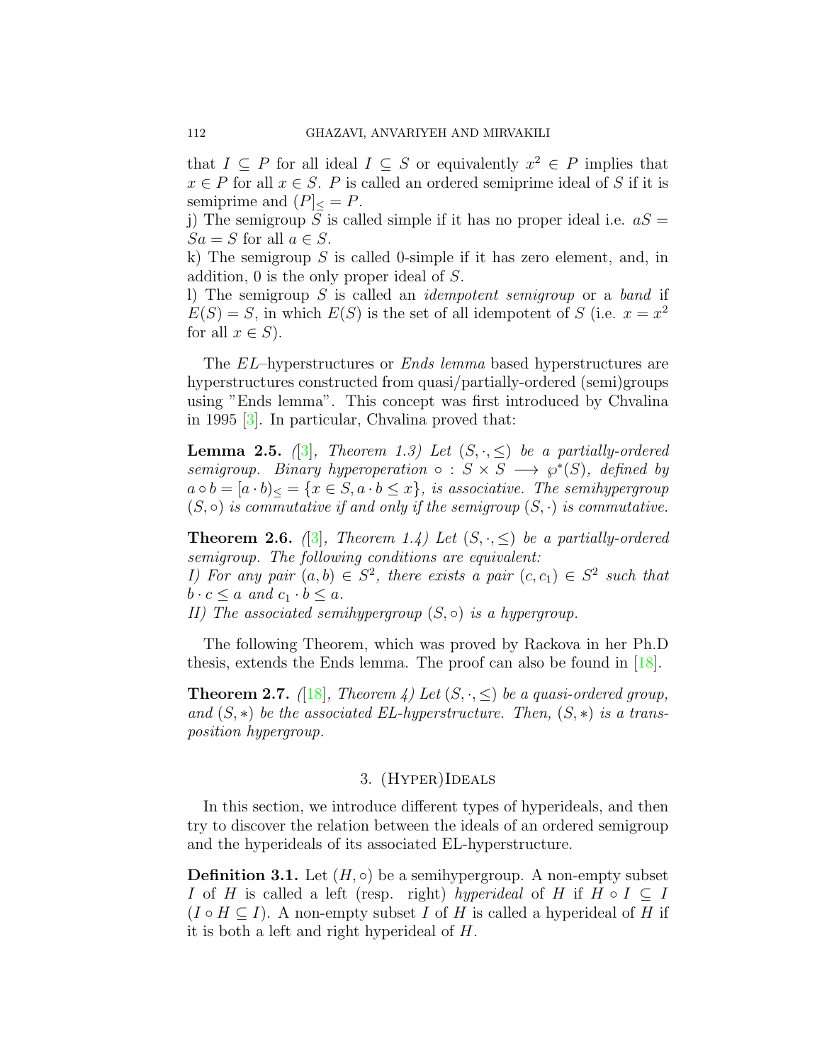that $I \subseteq P$ for all ideal $I \subseteq S$ or equivalently $x^2 \in P$ implies that $x \in P$ for all $x \in S$. $P$ is called an ordered semiprime ideal of $S$ if it is semiprime and $(P]_{\leq} = P$.

j) The semigroup $S$ is called simple if it has no proper ideal i.e. $aS = Sa = S$ for all $a \in S$.

k) The semigroup $S$ is called 0-simple if it has zero element, and, in addition, 0 is the only proper ideal of $S$.

l) The semigroup $S$ is called an *idempotent semigroup* or a *band* if $E(S) = S$, in which $E(S)$ is the set of all idempotent of $S$ (i.e. $x = x^2$ for all $x \in S$).

The $EL$–hyperstructures or *Ends lemma* based hyperstructures are hyperstructures constructed from quasi/partially-ordered (semi)groups using "Ends lemma". This concept was first introduced by Chvalina in 1995 [3]. In particular, Chvalina proved that:

**Lemma 2.5.** *([3], Theorem 1.3) Let $(S, \cdot, \leq)$ be a partially-ordered semigroup. Binary hyperoperation $\circ : S \times S \longrightarrow \wp^*(S)$, defined by $a \circ b = [a \cdot b)_{\leq} = \{x \in S, a \cdot b \leq x\}$, is associative. The semihypergroup $(S, \circ)$ is commutative if and only if the semigroup $(S, \cdot)$ is commutative.*

**Theorem 2.6.** *([3], Theorem 1.4) Let $(S, \cdot, \leq)$ be a partially-ordered semigroup. The following conditions are equivalent:*

*I) For any pair $(a, b) \in S^2$, there exists a pair $(c, c_1) \in S^2$ such that $b \cdot c \leq a$ and $c_1 \cdot b \leq a$.*

*II) The associated semihypergroup $(S, \circ)$ is a hypergroup.*

The following Theorem, which was proved by Rackova in her Ph.D thesis, extends the Ends lemma. The proof can also be found in [18].

**Theorem 2.7.** *([18], Theorem 4) Let $(S, \cdot, \leq)$ be a quasi-ordered group, and $(S, *)$ be the associated EL-hyperstructure. Then, $(S, *)$ is a transposition hypergroup.*

## 3. (Hyper)Ideals

In this section, we introduce different types of hyperideals, and then try to discover the relation between the ideals of an ordered semigroup and the hyperideals of its associated EL-hyperstructure.

**Definition 3.1.** Let $(H, \circ)$ be a semihypergroup. A non-empty subset $I$ of $H$ is called a left (resp. right) *hyperideal* of $H$ if $H \circ I \subseteq I$ ($I \circ H \subseteq I$). A non-empty subset $I$ of $H$ is called a hyperideal of $H$ if it is both a left and right hyperideal of $H$.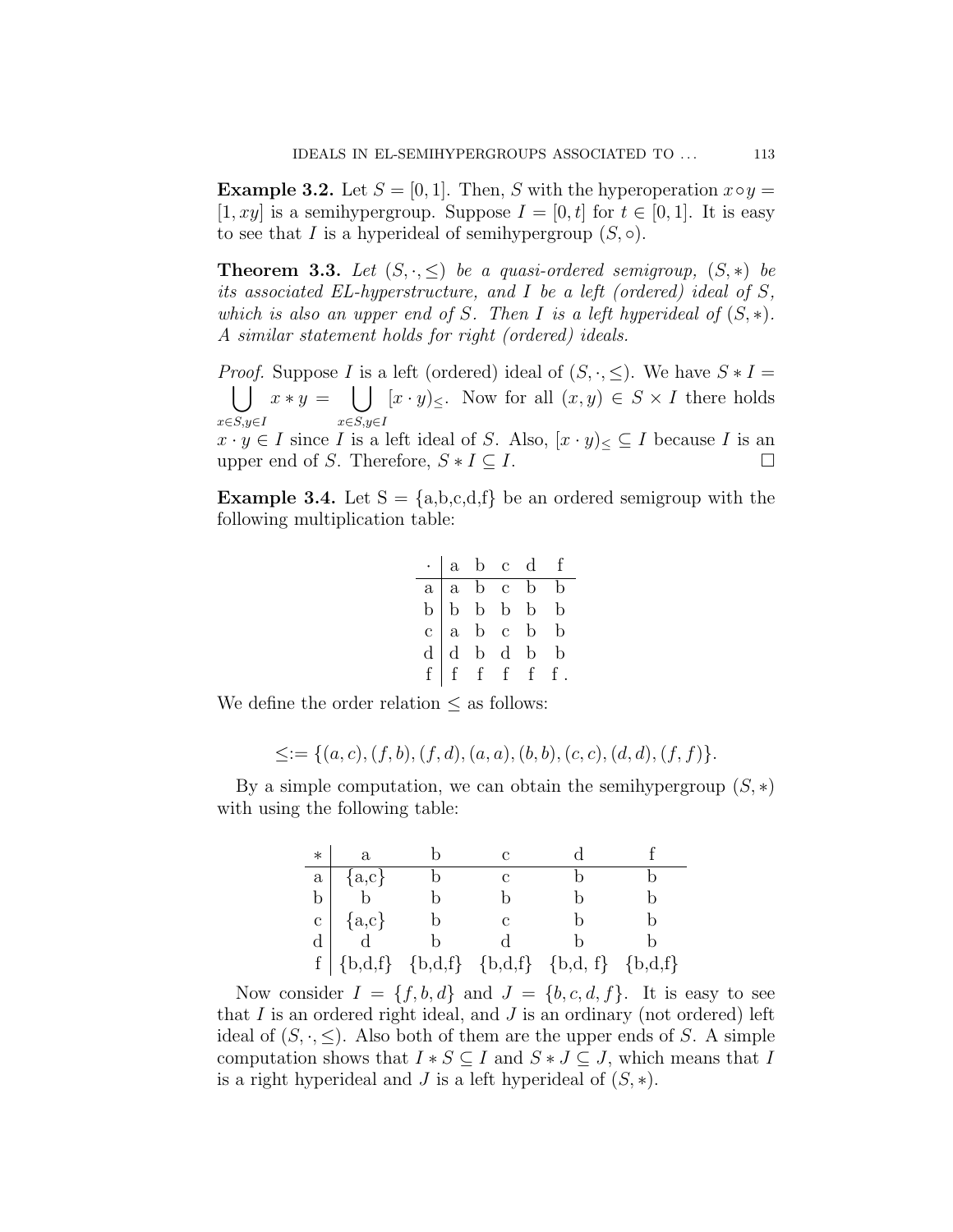**Example 3.2.** Let $S = [0,1]$. Then, $S$ with the hyperoperation $x \circ y = [1, xy]$ is a semihypergroup. Suppose $I = [0,t]$ for $t \in [0,1]$. It is easy to see that $I$ is a hyperideal of semihypergroup $(S, \circ)$.

**Theorem 3.3.** *Let $(S, \cdot, \leq)$ be a quasi-ordered semigroup, $(S, *)$ be its associated EL-hyperstructure, and $I$ be a left (ordered) ideal of $S$, which is also an upper end of $S$. Then $I$ is a left hyperideal of $(S, *)$. A similar statement holds for right (ordered) ideals.*

*Proof.* Suppose $I$ is a left (ordered) ideal of $(S, \cdot, \leq)$. We have $S * I = \bigcup\limits_{x \in S, y \in I} x * y = \bigcup\limits_{x \in S, y \in I} [x \cdot y)_{\leq}$. Now for all $(x, y) \in S \times I$ there holds $x \cdot y \in I$ since $I$ is a left ideal of $S$. Also, $[x \cdot y)_{\leq} \subseteq I$ because $I$ is an upper end of $S$. Therefore, $S * I \subseteq I$. $\square$

**Example 3.4.** Let S = {a,b,c,d,f} be an ordered semigroup with the following multiplication table:

| $\cdot$ | a | b | c | d | f |
|---|---|---|---|---|---|
| a | a | b | c | b | b |
| b | b | b | b | b | b |
| c | a | b | c | b | b |
| d | d | b | d | b | b |
| f | f | f | f | f | f . |

We define the order relation $\leq$ as follows:

$$\leq := \{(a,c), (f,b), (f,d), (a,a), (b,b), (c,c), (d,d), (f,f)\}.$$

By a simple computation, we can obtain the semihypergroup $(S, *)$ with using the following table:

| $*$ | a | b | c | d | f |
|---|---|---|---|---|---|
| a | {a,c} | b | c | b | b |
| b | b | b | b | b | b |
| c | {a,c} | b | c | b | b |
| d | d | b | d | b | b |
| f | {b,d,f} | {b,d,f} | {b,d,f} | {b,d, f} | {b,d,f} |

Now consider $I = \{f, b, d\}$ and $J = \{b, c, d, f\}$. It is easy to see that $I$ is an ordered right ideal, and $J$ is an ordinary (not ordered) left ideal of $(S, \cdot, \leq)$. Also both of them are the upper ends of $S$. A simple computation shows that $I * S \subseteq I$ and $S * J \subseteq J$, which means that $I$ is a right hyperideal and $J$ is a left hyperideal of $(S, *)$.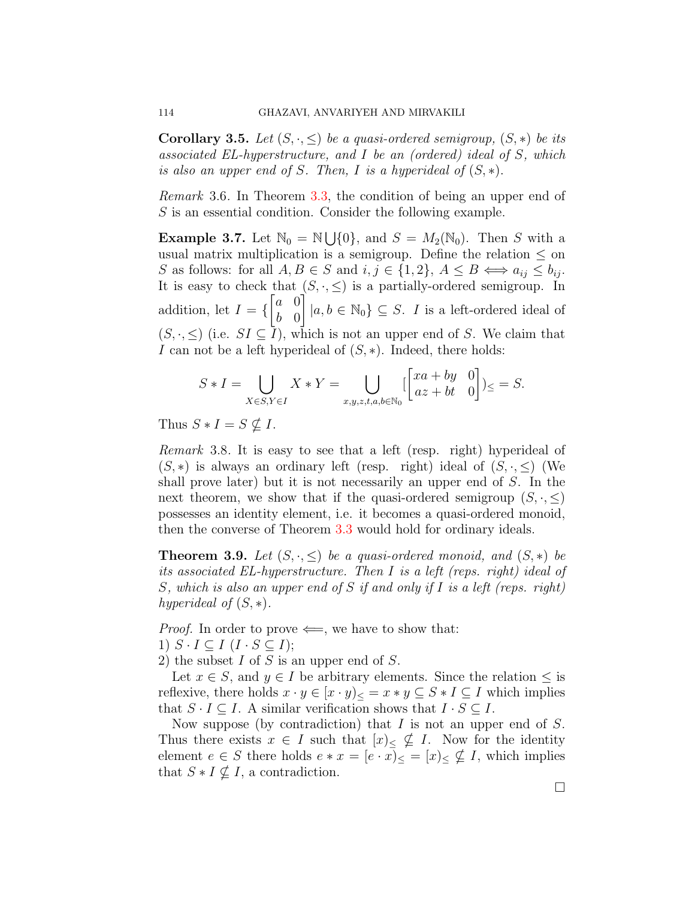**Corollary 3.5.** *Let $(S, \cdot, \leq)$ be a quasi-ordered semigroup, $(S, *)$ be its associated EL-hyperstructure, and $I$ be an (ordered) ideal of $S$, which is also an upper end of $S$. Then, $I$ is a hyperideal of $(S, *)$.*

*Remark* 3.6. In Theorem 3.3, the condition of being an upper end of $S$ is an essential condition. Consider the following example.

**Example 3.7.** Let $\mathbb{N}_0 = \mathbb{N} \bigcup \{0\}$, and $S = M_2(\mathbb{N}_0)$. Then $S$ with a usual matrix multiplication is a semigroup. Define the relation $\leq$ on $S$ as follows: for all $A, B \in S$ and $i, j \in \{1, 2\}$, $A \leq B \Longleftrightarrow a_{ij} \leq b_{ij}$. It is easy to check that $(S, \cdot, \leq)$ is a partially-ordered semigroup. In addition, let $I = \{\begin{bmatrix} a & 0 \\ b & 0 \end{bmatrix} | a, b \in \mathbb{N}_0\} \subseteq S$. $I$ is a left-ordered ideal of $(S, \cdot, \leq)$ (i.e. $SI \subseteq I$), which is not an upper end of $S$. We claim that $I$ can not be a left hyperideal of $(S, *)$. Indeed, there holds:

$$S * I = \bigcup_{X \in S, Y \in I} X * Y = \bigcup_{x,y,z,t,a,b \in \mathbb{N}_0} [\begin{bmatrix} xa + by & 0 \\ az + bt & 0 \end{bmatrix})_{\leq} = S.$$

Thus $S * I = S \nsubseteq I$.

*Remark* 3.8. It is easy to see that a left (resp. right) hyperideal of $(S, *)$ is always an ordinary left (resp. right) ideal of $(S, \cdot, \leq)$ (We shall prove later) but it is not necessarily an upper end of $S$. In the next theorem, we show that if the quasi-ordered semigroup $(S, \cdot, \leq)$ possesses an identity element, i.e. it becomes a quasi-ordered monoid, then the converse of Theorem 3.3 would hold for ordinary ideals.

**Theorem 3.9.** *Let $(S, \cdot, \leq)$ be a quasi-ordered monoid, and $(S, *)$ be its associated EL-hyperstructure. Then $I$ is a left (reps. right) ideal of $S$, which is also an upper end of $S$ if and only if $I$ is a left (reps. right) hyperideal of $(S, *)$.*

*Proof.* In order to prove $\Longleftarrow$, we have to show that:
1) $S \cdot I \subseteq I$ $(I \cdot S \subseteq I)$;
2) the subset $I$ of $S$ is an upper end of $S$.

Let $x \in S$, and $y \in I$ be arbitrary elements. Since the relation $\leq$ is reflexive, there holds $x \cdot y \in [x \cdot y)_{\leq} = x * y \subseteq S * I \subseteq I$ which implies that $S \cdot I \subseteq I$. A similar verification shows that $I \cdot S \subseteq I$.

Now suppose (by contradiction) that $I$ is not an upper end of $S$. Thus there exists $x \in I$ such that $[x)_{\leq} \nsubseteq I$. Now for the identity element $e \in S$ there holds $e * x = [e \cdot x)_{\leq} = [x)_{\leq} \nsubseteq I$, which implies that $S * I \nsubseteq I$, a contradiction.

□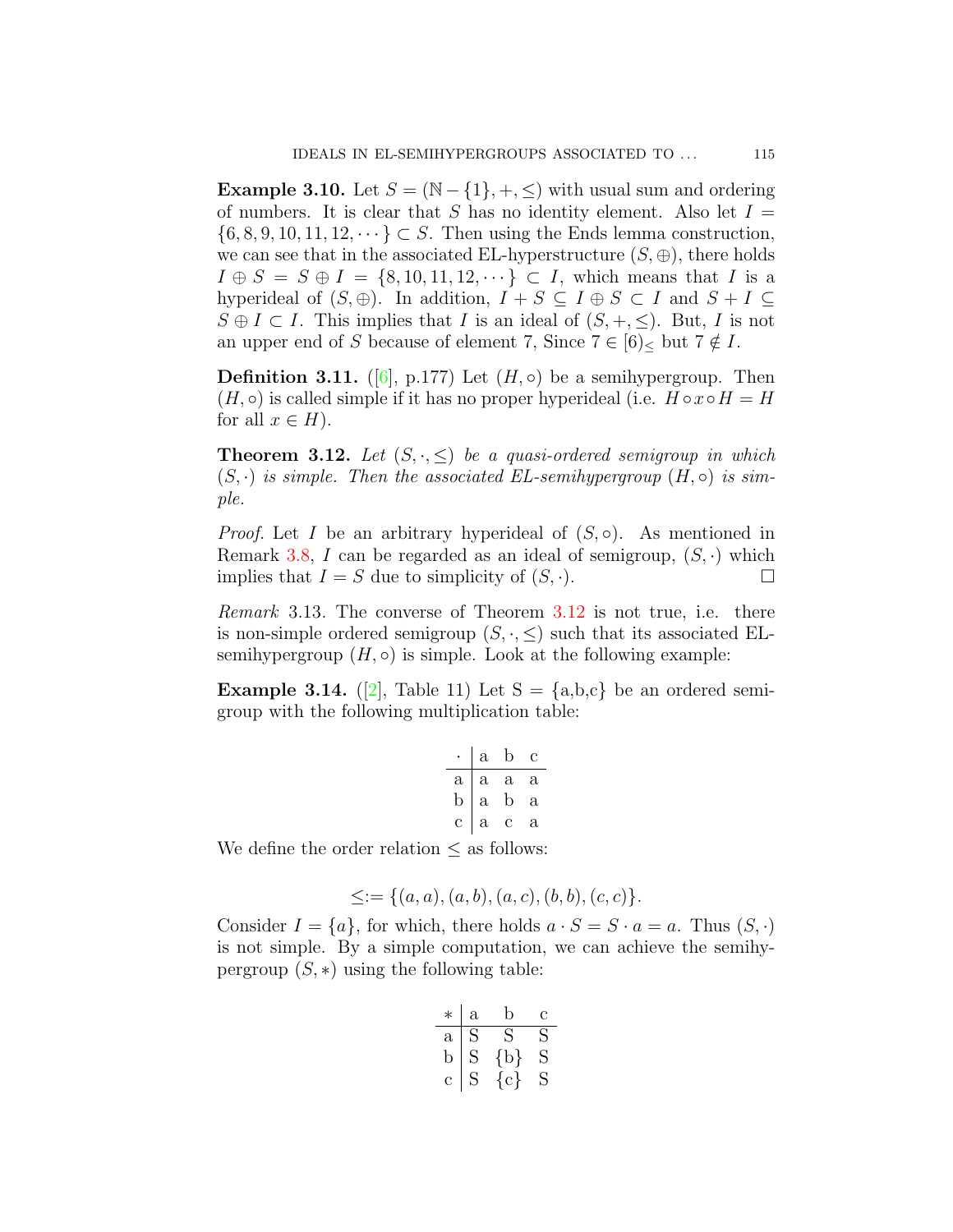**Example 3.10.** Let $S = (\mathbb{N} - \{1\}, +, \leq)$ with usual sum and ordering of numbers. It is clear that $S$ has no identity element. Also let $I = \{6, 8, 9, 10, 11, 12, \cdots\} \subset S$. Then using the Ends lemma construction, we can see that in the associated EL-hyperstructure $(S, \oplus)$, there holds $I \oplus S = S \oplus I = \{8, 10, 11, 12, \cdots\} \subset I$, which means that $I$ is a hyperideal of $(S, \oplus)$. In addition, $I + S \subseteq I \oplus S \subset I$ and $S + I \subseteq S \oplus I \subset I$. This implies that $I$ is an ideal of $(S, +, \leq)$. But, $I$ is not an upper end of $S$ because of element 7, Since $7 \in [6)_{\leq}$ but $7 \notin I$.

**Definition 3.11.** ([6], p.177) Let $(H, \circ)$ be a semihypergroup. Then $(H, \circ)$ is called simple if it has no proper hyperideal (i.e. $H \circ x \circ H = H$ for all $x \in H$).

**Theorem 3.12.** *Let $(S, \cdot, \leq)$ be a quasi-ordered semigroup in which $(S, \cdot)$ is simple. Then the associated EL-semihypergroup $(H, \circ)$ is simple.*

*Proof.* Let $I$ be an arbitrary hyperideal of $(S, \circ)$. As mentioned in Remark 3.8, $I$ can be regarded as an ideal of semigroup, $(S, \cdot)$ which implies that $I = S$ due to simplicity of $(S, \cdot)$. □

*Remark* 3.13. The converse of Theorem 3.12 is not true, i.e. there is non-simple ordered semigroup $(S, \cdot, \leq)$ such that its associated EL-semihypergroup $(H, \circ)$ is simple. Look at the following example:

**Example 3.14.** ([2], Table 11) Let S = {a,b,c} be an ordered semigroup with the following multiplication table:

| $\cdot$ | a | b | c |
|---|---|---|---|
| a | a | a | a |
| b | a | b | a |
| c | a | c | a |

We define the order relation $\leq$ as follows:

$$\leq := \{(a, a), (a, b), (a, c), (b, b), (c, c)\}.$$

Consider $I = \{a\}$, for which, there holds $a \cdot S = S \cdot a = a$. Thus $(S, \cdot)$ is not simple. By a simple computation, we can achieve the semihypergroup $(S, *)$ using the following table:

| $*$ | a | b | c |
|---|---|---|---|
| a | S | S | S |
| b | S | {b} | S |
| c | S | {c} | S |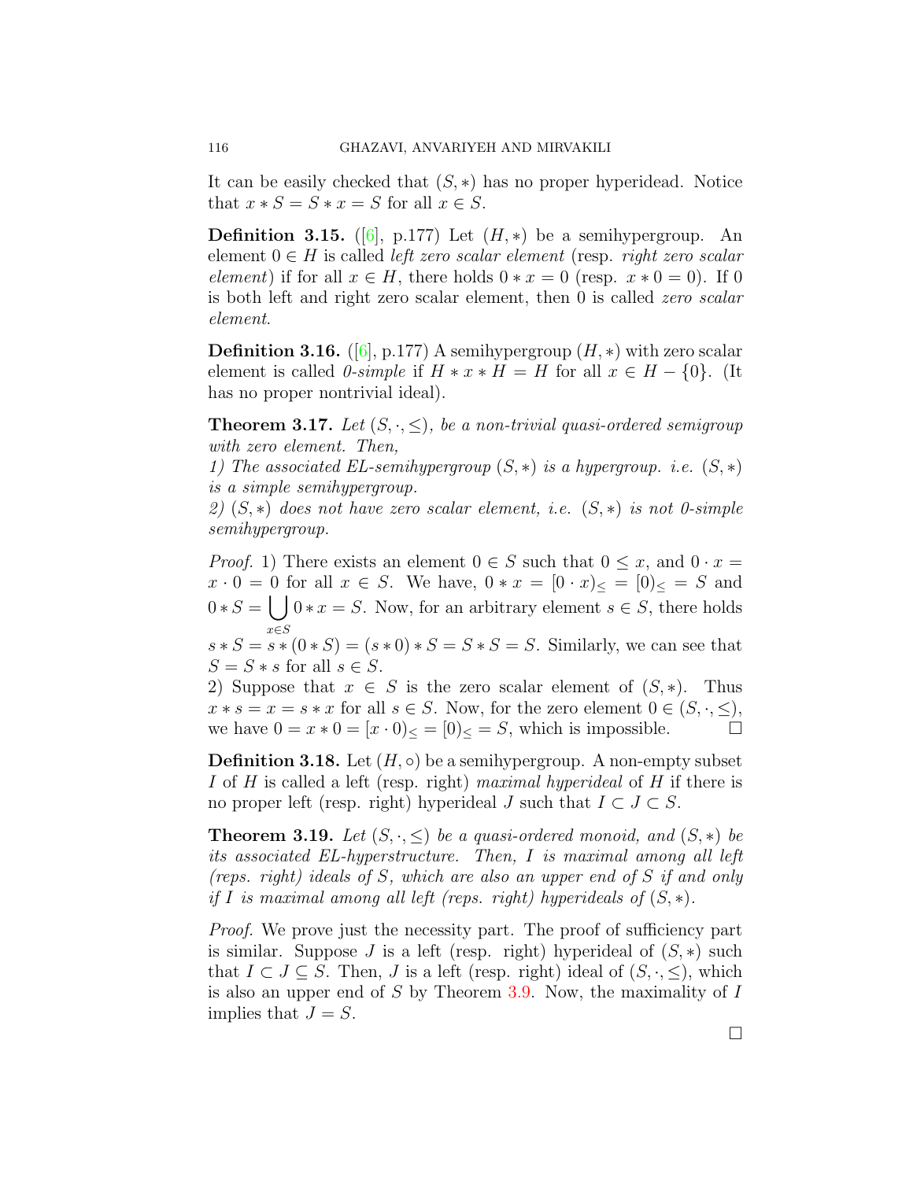It can be easily checked that $(S,*)$ has no proper hyperidead. Notice that $x*S = S*x = S$ for all $x \in S$.

**Definition 3.15.** ([6], p.177) Let $(H,*)$ be a semihypergroup. An element $0 \in H$ is called *left zero scalar element* (resp. *right zero scalar element*) if for all $x \in H$, there holds $0*x = 0$ (resp. $x*0 = 0$). If 0 is both left and right zero scalar element, then 0 is called *zero scalar element*.

**Definition 3.16.** ([6], p.177) A semihypergroup $(H,*)$ with zero scalar element is called *0-simple* if $H*x*H = H$ for all $x \in H - \{0\}$. (It has no proper nontrivial ideal).

**Theorem 3.17.** *Let $(S,\cdot,\leq)$, be a non-trivial quasi-ordered semigroup with zero element. Then,*
*1) The associated EL-semihypergroup $(S,*)$ is a hypergroup. i.e. $(S,*)$ is a simple semihypergroup.*
*2) $(S,*)$ does not have zero scalar element, i.e. $(S,*)$ is not 0-simple semihypergroup.*

*Proof.* 1) There exists an element $0 \in S$ such that $0 \leq x$, and $0 \cdot x = x \cdot 0 = 0$ for all $x \in S$. We have, $0*x = [0 \cdot x)_{\leq} = [0)_{\leq} = S$ and $0*S = \bigcup_{x \in S} 0*x = S$. Now, for an arbitrary element $s \in S$, there holds $s*S = s*(0*S) = (s*0)*S = S*S = S$. Similarly, we can see that $S = S*s$ for all $s \in S$.
2) Suppose that $x \in S$ is the zero scalar element of $(S,*)$. Thus $x*s = x = s*x$ for all $s \in S$. Now, for the zero element $0 \in (S,\cdot,\leq)$, we have $0 = x*0 = [x \cdot 0)_{\leq} = [0)_{\leq} = S$, which is impossible. □

**Definition 3.18.** Let $(H,\circ)$ be a semihypergroup. A non-empty subset $I$ of $H$ is called a left (resp. right) *maximal hyperideal* of $H$ if there is no proper left (resp. right) hyperideal $J$ such that $I \subset J \subset S$.

**Theorem 3.19.** *Let $(S,\cdot,\leq)$ be a quasi-ordered monoid, and $(S,*)$ be its associated EL-hyperstructure. Then, $I$ is maximal among all left (reps. right) ideals of $S$, which are also an upper end of $S$ if and only if $I$ is maximal among all left (reps. right) hyperideals of $(S,*)$.*

*Proof.* We prove just the necessity part. The proof of sufficiency part is similar. Suppose $J$ is a left (resp. right) hyperideal of $(S,*)$ such that $I \subset J \subseteq S$. Then, $J$ is a left (resp. right) ideal of $(S,\cdot,\leq)$, which is also an upper end of $S$ by Theorem 3.9. Now, the maximality of $I$ implies that $J = S$.

□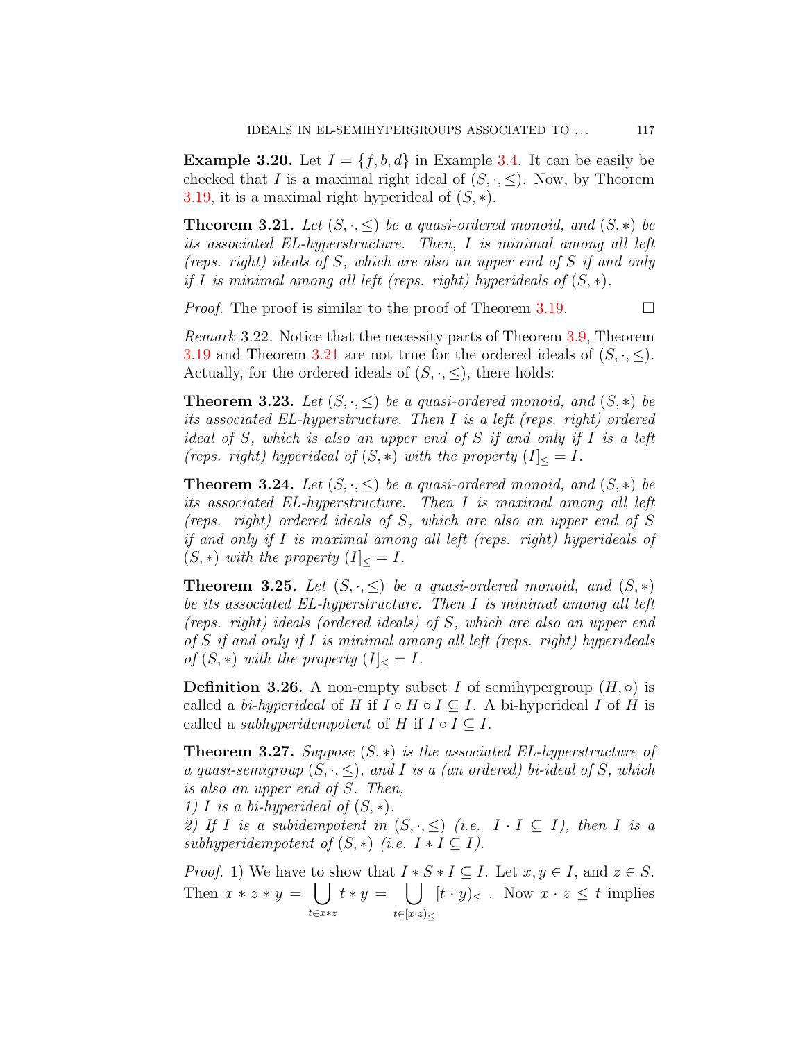**Example 3.20.** Let $I = \{f, b, d\}$ in Example 3.4. It can be easily be checked that $I$ is a maximal right ideal of $(S, \cdot, \leq)$. Now, by Theorem 3.19, it is a maximal right hyperideal of $(S, *)$.

**Theorem 3.21.** *Let $(S, \cdot, \leq)$ be a quasi-ordered monoid, and $(S, *)$ be its associated EL-hyperstructure. Then, $I$ is minimal among all left (reps. right) ideals of $S$, which are also an upper end of $S$ if and only if $I$ is minimal among all left (reps. right) hyperideals of $(S, *)$.*

*Proof.* The proof is similar to the proof of Theorem 3.19. □

*Remark* 3.22. Notice that the necessity parts of Theorem 3.9, Theorem 3.19 and Theorem 3.21 are not true for the ordered ideals of $(S, \cdot, \leq)$. Actually, for the ordered ideals of $(S, \cdot, \leq)$, there holds:

**Theorem 3.23.** *Let $(S, \cdot, \leq)$ be a quasi-ordered monoid, and $(S, *)$ be its associated EL-hyperstructure. Then $I$ is a left (reps. right) ordered ideal of $S$, which is also an upper end of $S$ if and only if $I$ is a left (reps. right) hyperideal of $(S, *)$ with the property $(I]_{\leq} = I$.*

**Theorem 3.24.** *Let $(S, \cdot, \leq)$ be a quasi-ordered monoid, and $(S, *)$ be its associated EL-hyperstructure. Then $I$ is maximal among all left (reps. right) ordered ideals of $S$, which are also an upper end of $S$ if and only if $I$ is maximal among all left (reps. right) hyperideals of $(S, *)$ with the property $(I]_{\leq} = I$.*

**Theorem 3.25.** *Let $(S, \cdot, \leq)$ be a quasi-ordered monoid, and $(S, *)$ be its associated EL-hyperstructure. Then $I$ is minimal among all left (reps. right) ideals (ordered ideals) of $S$, which are also an upper end of $S$ if and only if $I$ is minimal among all left (reps. right) hyperideals of $(S, *)$ with the property $(I]_{\leq} = I$.*

**Definition 3.26.** A non-empty subset $I$ of semihypergroup $(H, \circ)$ is called a *bi-hyperideal* of $H$ if $I \circ H \circ I \subseteq I$. A bi-hyperideal $I$ of $H$ is called a *subhyperidempotent* of $H$ if $I \circ I \subseteq I$.

**Theorem 3.27.** *Suppose $(S, *)$ is the associated EL-hyperstructure of a quasi-semigroup $(S, \cdot, \leq)$, and $I$ is a (an ordered) bi-ideal of $S$, which is also an upper end of $S$. Then,*
*1) $I$ is a bi-hyperideal of $(S, *)$.*
*2) If $I$ is a subidempotent in $(S, \cdot, \leq)$ (i.e. $I \cdot I \subseteq I$), then $I$ is a subhyperidempotent of $(S, *)$ (i.e. $I * I \subseteq I$).*

*Proof.* 1) We have to show that $I * S * I \subseteq I$. Let $x, y \in I$, and $z \in S$. Then $x * z * y = \bigcup\limits_{t \in x * z} t * y = \bigcup\limits_{t \in [x \cdot z)_{\leq}} [t \cdot y)_{\leq}$ . Now $x \cdot z \leq t$ implies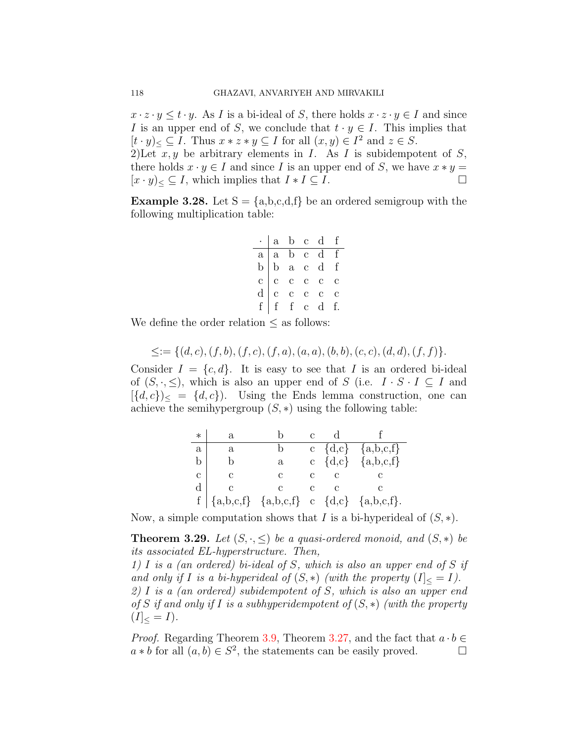$x \cdot z \cdot y \leq t \cdot y$. As $I$ is a bi-ideal of $S$, there holds $x \cdot z \cdot y \in I$ and since $I$ is an upper end of $S$, we conclude that $t \cdot y \in I$. This implies that $[t \cdot y)_{\leq} \subseteq I$. Thus $x * z * y \subseteq I$ for all $(x, y) \in I^2$ and $z \in S$.
2)Let $x, y$ be arbitrary elements in $I$. As $I$ is subidempotent of $S$, there holds $x \cdot y \in I$ and since $I$ is an upper end of $S$, we have $x * y = [x \cdot y)_{\leq} \subseteq I$, which implies that $I * I \subseteq I$. □

**Example 3.28.** Let S = {a,b,c,d,f} be an ordered semigroup with the following multiplication table:

| $\cdot$ | a | b | c | d | f |
|---|---|---|---|---|---|
| a | a | b | c | d | f |
| b | b | a | c | d | f |
| c | c | c | c | c | c |
| d | c | c | c | c | c |
| f | f | f | c | d | f. |

We define the order relation $\leq$ as follows:

$$\leq := \{(d, c), (f, b), (f, c), (f, a), (a, a), (b, b), (c, c), (d, d), (f, f)\}.$$

Consider $I = \{c, d\}$. It is easy to see that $I$ is an ordered bi-ideal of $(S, \cdot, \leq)$, which is also an upper end of $S$ (i.e. $I \cdot S \cdot I \subseteq I$ and $[\{d, c\})_{\leq} = \{d, c\}$). Using the Ends lemma construction, one can achieve the semihypergroup $(S, *)$ using the following table:

| $*$ | a | b | c | d | f |
|---|---|---|---|---|---|
| a | a | b | c | {d,c} | {a,b,c,f} |
| b | b | a | c | {d,c} | {a,b,c,f} |
| c | c | c | c | c | c |
| d | c | c | c | c | c |
| f | {a,b,c,f} | {a,b,c,f} | c | {d,c} | {a,b,c,f}. |

Now, a simple computation shows that $I$ is a bi-hyperideal of $(S, *)$.

**Theorem 3.29.** *Let $(S, \cdot, \leq)$ be a quasi-ordered monoid, and $(S, *)$ be its associated EL-hyperstructure. Then,*
*1) $I$ is a (an ordered) bi-ideal of $S$, which is also an upper end of $S$ if and only if $I$ is a bi-hyperideal of $(S, *)$ (with the property $(I]_{\leq} = I$).*
*2) $I$ is a (an ordered) subidempotent of $S$, which is also an upper end of $S$ if and only if $I$ is a subhyperidempotent of $(S, *)$ (with the property $(I]_{\leq} = I$).*

*Proof.* Regarding Theorem 3.9, Theorem 3.27, and the fact that $a \cdot b \in a * b$ for all $(a, b) \in S^2$, the statements can be easily proved. □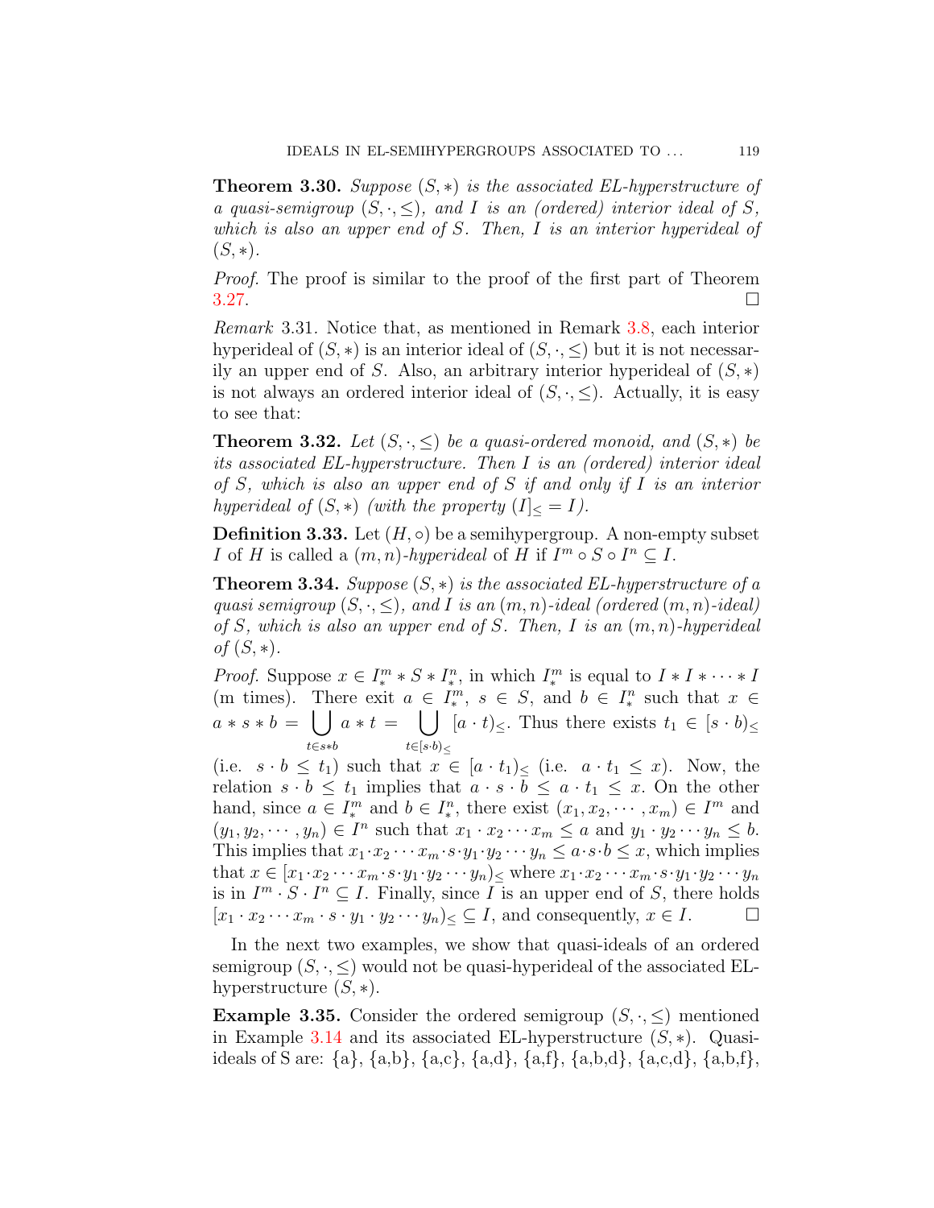**Theorem 3.30.** *Suppose $(S,*)$ is the associated EL-hyperstructure of a quasi-semigroup $(S,\cdot,\leq)$, and $I$ is an (ordered) interior ideal of $S$, which is also an upper end of $S$. Then, $I$ is an interior hyperideal of $(S,*)$.*

*Proof.* The proof is similar to the proof of the first part of Theorem 3.27. □

*Remark* 3.31. Notice that, as mentioned in Remark 3.8, each interior hyperideal of $(S,*)$ is an interior ideal of $(S,\cdot,\leq)$ but it is not necessarily an upper end of $S$. Also, an arbitrary interior hyperideal of $(S,*)$ is not always an ordered interior ideal of $(S,\cdot,\leq)$. Actually, it is easy to see that:

**Theorem 3.32.** *Let $(S,\cdot,\leq)$ be a quasi-ordered monoid, and $(S,*)$ be its associated EL-hyperstructure. Then $I$ is an (ordered) interior ideal of $S$, which is also an upper end of $S$ if and only if $I$ is an interior hyperideal of $(S,*)$ (with the property $(I]_{\leq}=I$).*

**Definition 3.33.** Let $(H,\circ)$ be a semihypergroup. A non-empty subset $I$ of $H$ is called a *$(m,n)$-hyperideal* of $H$ if $I^m\circ S\circ I^n\subseteq I$.

**Theorem 3.34.** *Suppose $(S,*)$ is the associated EL-hyperstructure of a quasi semigroup $(S,\cdot,\leq)$, and $I$ is an $(m,n)$-ideal (ordered $(m,n)$-ideal) of $S$, which is also an upper end of $S$. Then, $I$ is an $(m,n)$-hyperideal of $(S,*)$.*

*Proof.* Suppose $x\in I_*^m * S * I_*^n$, in which $I_*^m$ is equal to $I*I*\cdots*I$ (m times). There exit $a\in I_*^m$, $s\in S$, and $b\in I_*^n$ such that $x\in a*s*b=\bigcup\limits_{t\in s*b} a*t=\bigcup\limits_{t\in[s\cdot b)_{\leq}}[a\cdot t)_{\leq}$. Thus there exists $t_1\in[s\cdot b)_{\leq}$ (i.e. $s\cdot b\leq t_1$) such that $x\in[a\cdot t_1)_{\leq}$ (i.e. $a\cdot t_1\leq x$). Now, the relation $s\cdot b\leq t_1$ implies that $a\cdot s\cdot b\leq a\cdot t_1\leq x$. On the other hand, since $a\in I_*^m$ and $b\in I_*^n$, there exist $(x_1,x_2,\cdots,x_m)\in I^m$ and $(y_1,y_2,\cdots,y_n)\in I^n$ such that $x_1\cdot x_2\cdots x_m\leq a$ and $y_1\cdot y_2\cdots y_n\leq b$. This implies that $x_1\cdot x_2\cdots x_m\cdot s\cdot y_1\cdot y_2\cdots y_n\leq a\cdot s\cdot b\leq x$, which implies that $x\in[x_1\cdot x_2\cdots x_m\cdot s\cdot y_1\cdot y_2\cdots y_n)_{\leq}$ where $x_1\cdot x_2\cdots x_m\cdot s\cdot y_1\cdot y_2\cdots y_n$ is in $I^m\cdot S\cdot I^n\subseteq I$. Finally, since $I$ is an upper end of $S$, there holds $[x_1\cdot x_2\cdots x_m\cdot s\cdot y_1\cdot y_2\cdots y_n)_{\leq}\subseteq I$, and consequently, $x\in I$. □

In the next two examples, we show that quasi-ideals of an ordered semigroup $(S,\cdot,\leq)$ would not be quasi-hyperideal of the associated EL-hyperstructure $(S,*)$.

**Example 3.35.** Consider the ordered semigroup $(S,\cdot,\leq)$ mentioned in Example 3.14 and its associated EL-hyperstructure $(S,*)$. Quasi-ideals of S are: {a}, {a,b}, {a,c}, {a,d}, {a,f}, {a,b,d}, {a,c,d}, {a,b,f},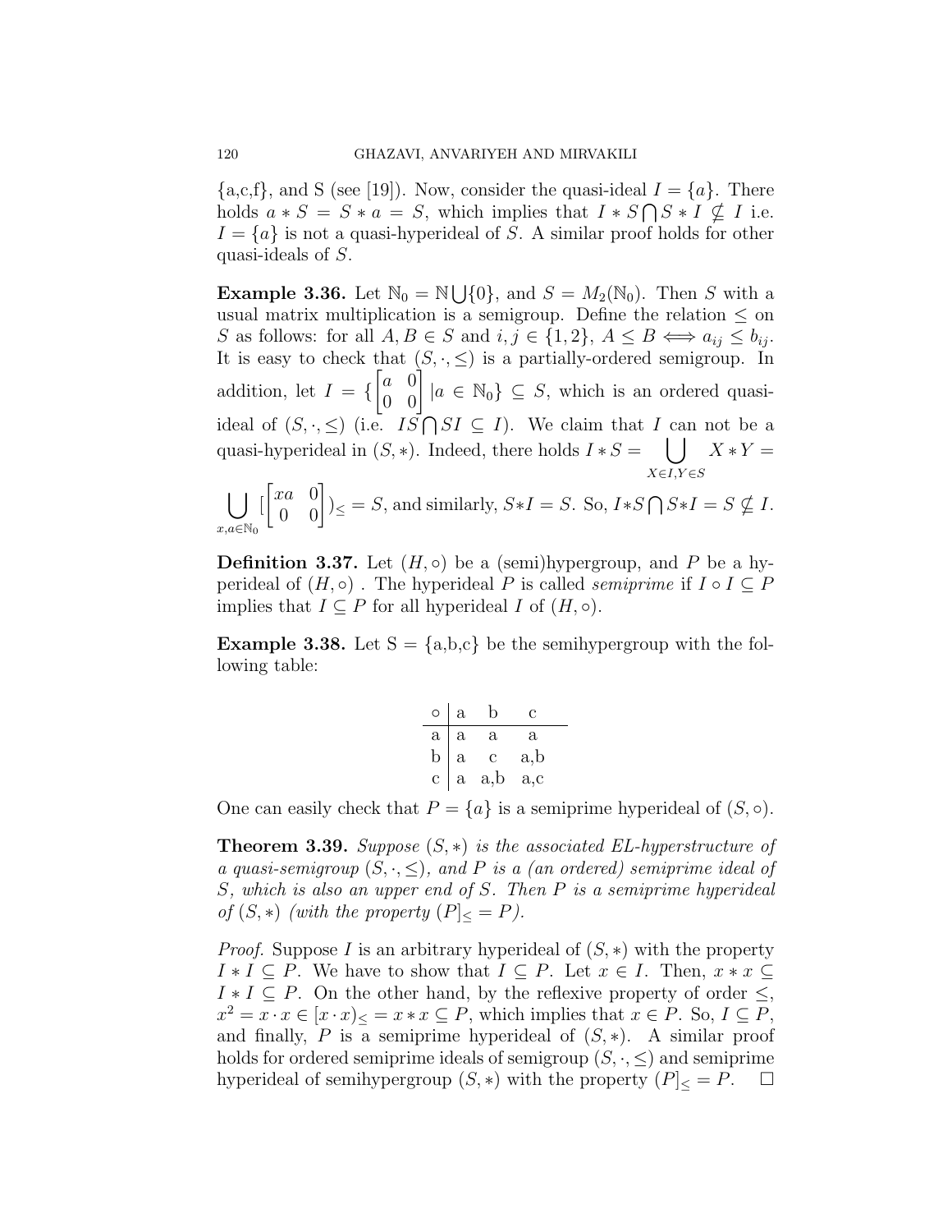{a,c,f}, and S (see [19]). Now, consider the quasi-ideal $I = \{a\}$. There holds $a * S = S * a = S$, which implies that $I * S \bigcap S * I \nsubseteq I$ i.e. $I = \{a\}$ is not a quasi-hyperideal of $S$. A similar proof holds for other quasi-ideals of $S$.

**Example 3.36.** Let $\mathbb{N}_0 = \mathbb{N} \bigcup \{0\}$, and $S = M_2(\mathbb{N}_0)$. Then $S$ with a usual matrix multiplication is a semigroup. Define the relation $\leq$ on $S$ as follows: for all $A, B \in S$ and $i, j \in \{1, 2\}$, $A \leq B \Longleftrightarrow a_{ij} \leq b_{ij}$. It is easy to check that $(S, \cdot, \leq)$ is a partially-ordered semigroup. In addition, let $I = \{\begin{bmatrix} a & 0 \\ 0 & 0 \end{bmatrix} | a \in \mathbb{N}_0\} \subseteq S$, which is an ordered quasi-ideal of $(S, \cdot, \leq)$ (i.e. $IS \bigcap SI \subseteq I$). We claim that $I$ can not be a quasi-hyperideal in $(S, *)$. Indeed, there holds $I * S = \bigcup_{X \in I, Y \in S} X * Y = \bigcup_{x, a \in \mathbb{N}_0} [\begin{bmatrix} xa & 0 \\ 0 & 0 \end{bmatrix})_{\leq} = S$, and similarly, $S * I = S$. So, $I * S \bigcap S * I = S \nsubseteq I$.

**Definition 3.37.** Let $(H, \circ)$ be a (semi)hypergroup, and $P$ be a hyperideal of $(H, \circ)$ . The hyperideal $P$ is called *semiprime* if $I \circ I \subseteq P$ implies that $I \subseteq P$ for all hyperideal $I$ of $(H, \circ)$.

**Example 3.38.** Let S = {a,b,c} be the semihypergroup with the following table:

| $\circ$ | a | b | c |
|---|---|---|---|
| a | a | a | a |
| b | a | c | a,b |
| c | a | a,b | a,c |

One can easily check that $P = \{a\}$ is a semiprime hyperideal of $(S, \circ)$.

**Theorem 3.39.** *Suppose $(S, *)$ is the associated EL-hyperstructure of a quasi-semigroup $(S, \cdot, \leq)$, and $P$ is a (an ordered) semiprime ideal of $S$, which is also an upper end of $S$. Then $P$ is a semiprime hyperideal of $(S, *)$ (with the property $(P]_{\leq} = P$).*

*Proof.* Suppose $I$ is an arbitrary hyperideal of $(S, *)$ with the property $I * I \subseteq P$. We have to show that $I \subseteq P$. Let $x \in I$. Then, $x * x \subseteq I * I \subseteq P$. On the other hand, by the reflexive property of order $\leq$, $x^2 = x \cdot x \in [x \cdot x)_{\leq} = x * x \subseteq P$, which implies that $x \in P$. So, $I \subseteq P$, and finally, $P$ is a semiprime hyperideal of $(S, *)$. A similar proof holds for ordered semiprime ideals of semigroup $(S, \cdot, \leq)$ and semiprime hyperideal of semihypergroup $(S, *)$ with the property $(P]_{\leq} = P$. $\square$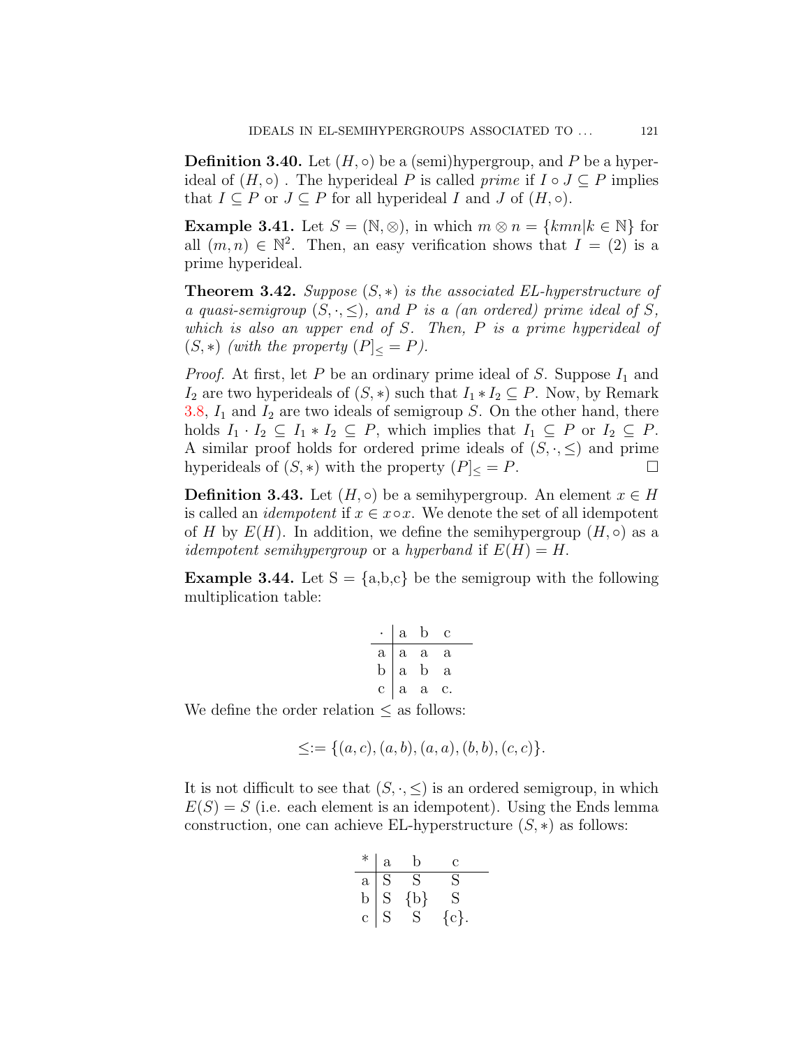**Definition 3.40.** Let $(H, \circ)$ be a (semi)hypergroup, and $P$ be a hyperideal of $(H, \circ)$ . The hyperideal $P$ is called *prime* if $I \circ J \subseteq P$ implies that $I \subseteq P$ or $J \subseteq P$ for all hyperideal $I$ and $J$ of $(H, \circ)$.

**Example 3.41.** Let $S = (\mathbb{N}, \otimes)$, in which $m \otimes n = \{kmn | k \in \mathbb{N}\}$ for all $(m, n) \in \mathbb{N}^2$. Then, an easy verification shows that $I = (2)$ is a prime hyperideal.

**Theorem 3.42.** *Suppose $(S, *)$ is the associated EL-hyperstructure of a quasi-semigroup $(S, \cdot, \leq)$, and $P$ is a (an ordered) prime ideal of $S$, which is also an upper end of $S$. Then, $P$ is a prime hyperideal of $(S, *)$ (with the property $(P]_{\leq} = P$).*

*Proof.* At first, let $P$ be an ordinary prime ideal of $S$. Suppose $I_1$ and $I_2$ are two hyperideals of $(S, *)$ such that $I_1 * I_2 \subseteq P$. Now, by Remark 3.8, $I_1$ and $I_2$ are two ideals of semigroup $S$. On the other hand, there holds $I_1 \cdot I_2 \subseteq I_1 * I_2 \subseteq P$, which implies that $I_1 \subseteq P$ or $I_2 \subseteq P$. A similar proof holds for ordered prime ideals of $(S, \cdot, \leq)$ and prime hyperideals of $(S, *)$ with the property $(P]_{\leq} = P$. $\square$

**Definition 3.43.** Let $(H, \circ)$ be a semihypergroup. An element $x \in H$ is called an *idempotent* if $x \in x \circ x$. We denote the set of all idempotent of $H$ by $E(H)$. In addition, we define the semihypergroup $(H, \circ)$ as a *idempotent semihypergroup* or a *hyperband* if $E(H) = H$.

**Example 3.44.** Let S = {a,b,c} be the semigroup with the following multiplication table:

| $\cdot$ | a | b | c |
|---|---|---|---|
| a | a | a | a |
| b | a | b | a |
| c | a | a | c. |

We define the order relation $\leq$ as follows:

$$\leq := \{(a, c), (a, b), (a, a), (b, b), (c, c)\}.$$

It is not difficult to see that $(S, \cdot, \leq)$ is an ordered semigroup, in which $E(S) = S$ (i.e. each element is an idempotent). Using the Ends lemma construction, one can achieve EL-hyperstructure $(S, *)$ as follows:

| $*$ | a | b | c |
|---|---|---|---|
| a | S | S | S |
| b | S | {b} | S |
| c | S | S | {c}. |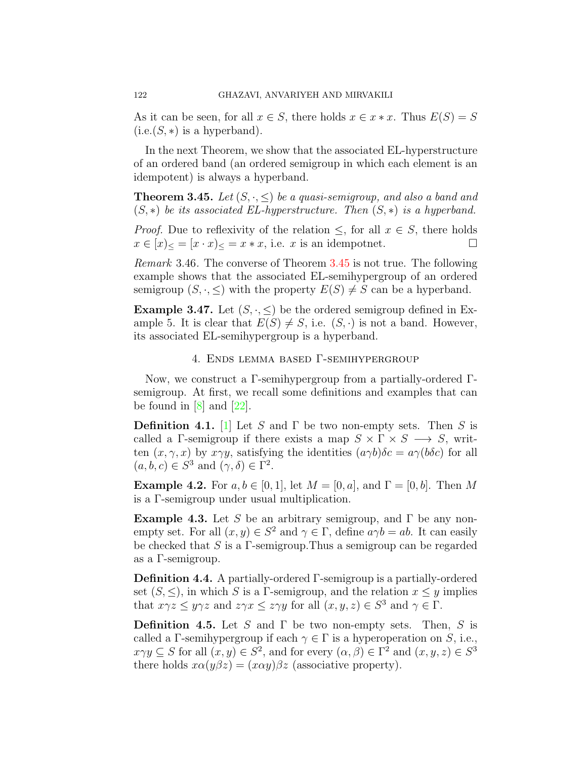As it can be seen, for all $x \in S$, there holds $x \in x * x$. Thus $E(S) = S$ (i.e.$(S, *)$ is a hyperband).

In the next Theorem, we show that the associated EL-hyperstructure of an ordered band (an ordered semigroup in which each element is an idempotent) is always a hyperband.

**Theorem 3.45.** *Let $(S, \cdot, \leq)$ be a quasi-semigroup, and also a band and $(S, *)$ be its associated EL-hyperstructure. Then $(S, *)$ is a hyperband.*

*Proof.* Due to reflexivity of the relation $\leq$, for all $x \in S$, there holds $x \in [x)_{\leq} = [x \cdot x)_{\leq} = x * x$, i.e. $x$ is an idempotnet. □

*Remark* 3.46. The converse of Theorem 3.45 is not true. The following example shows that the associated EL-semihypergroup of an ordered semigroup $(S, \cdot, \leq)$ with the property $E(S) \neq S$ can be a hyperband.

**Example 3.47.** Let $(S, \cdot, \leq)$ be the ordered semigroup defined in Example 5. It is clear that $E(S) \neq S$, i.e. $(S, \cdot)$ is not a band. However, its associated EL-semihypergroup is a hyperband.

## 4. Ends lemma based Γ-semihypergroup

Now, we construct a $\Gamma$-semihypergroup from a partially-ordered $\Gamma$-semigroup. At first, we recall some definitions and examples that can be found in [8] and [22].

**Definition 4.1.** [1] Let $S$ and $\Gamma$ be two non-empty sets. Then $S$ is called a $\Gamma$-semigroup if there exists a map $S \times \Gamma \times S \longrightarrow S$, written $(x, \gamma, x)$ by $x\gamma y$, satisfying the identities $(a\gamma b)\delta c = a\gamma(b\delta c)$ for all $(a, b, c) \in S^3$ and $(\gamma, \delta) \in \Gamma^2$.

**Example 4.2.** For $a, b \in [0, 1]$, let $M = [0, a]$, and $\Gamma = [0, b]$. Then $M$ is a $\Gamma$-semigroup under usual multiplication.

**Example 4.3.** Let $S$ be an arbitrary semigroup, and $\Gamma$ be any non-empty set. For all $(x, y) \in S^2$ and $\gamma \in \Gamma$, define $a\gamma b = ab$. It can easily be checked that $S$ is a $\Gamma$-semigroup.Thus a semigroup can be regarded as a $\Gamma$-semigroup.

**Definition 4.4.** A partially-ordered $\Gamma$-semigroup is a partially-ordered set $(S, \leq)$, in which $S$ is a $\Gamma$-semigroup, and the relation $x \leq y$ implies that $x\gamma z \leq y\gamma z$ and $z\gamma x \leq z\gamma y$ for all $(x, y, z) \in S^3$ and $\gamma \in \Gamma$.

**Definition 4.5.** Let $S$ and $\Gamma$ be two non-empty sets. Then, $S$ is called a $\Gamma$-semihypergroup if each $\gamma \in \Gamma$ is a hyperoperation on $S$, i.e., $x\gamma y \subseteq S$ for all $(x, y) \in S^2$, and for every $(\alpha, \beta) \in \Gamma^2$ and $(x, y, z) \in S^3$ there holds $x\alpha(y\beta z) = (x\alpha y)\beta z$ (associative property).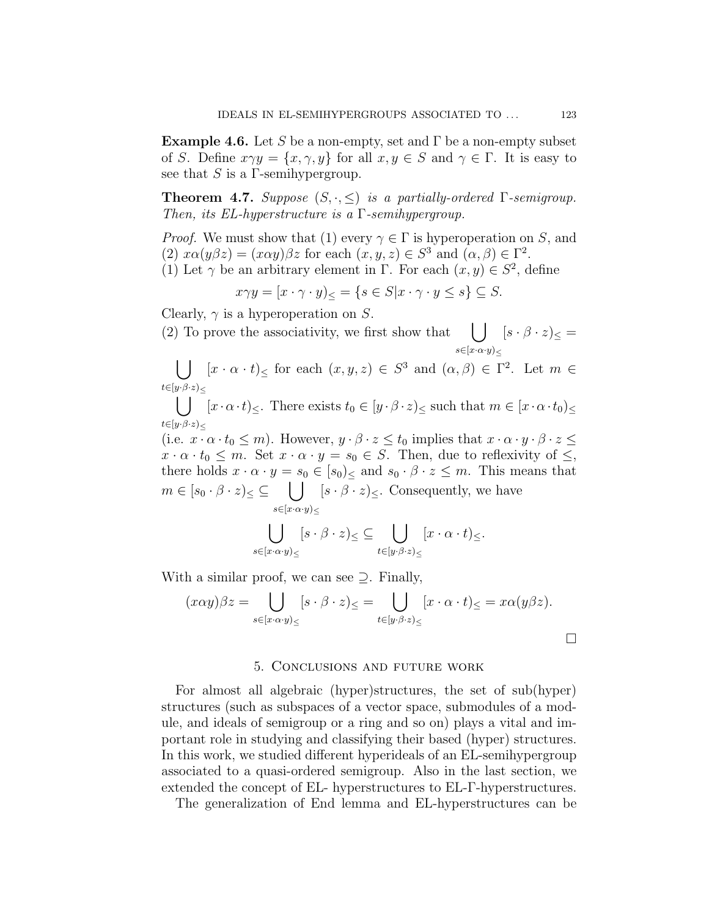**Example 4.6.** Let $S$ be a non-empty, set and $\Gamma$ be a non-empty subset of $S$. Define $x\gamma y = \{x, \gamma, y\}$ for all $x, y \in S$ and $\gamma \in \Gamma$. It is easy to see that $S$ is a $\Gamma$-semihypergroup.

**Theorem 4.7.** *Suppose $(S, \cdot, \leq)$ is a partially-ordered $\Gamma$-semigroup. Then, its EL-hyperstructure is a $\Gamma$-semihypergroup.*

*Proof.* We must show that (1) every $\gamma \in \Gamma$ is hyperoperation on $S$, and (2) $x\alpha(y\beta z) = (x\alpha y)\beta z$ for each $(x, y, z) \in S^3$ and $(\alpha, \beta) \in \Gamma^2$.
(1) Let $\gamma$ be an arbitrary element in $\Gamma$. For each $(x, y) \in S^2$, define

$$x\gamma y = [x \cdot \gamma \cdot y)_{\leq} = \{s \in S | x \cdot \gamma \cdot y \leq s\} \subseteq S.$$

Clearly, $\gamma$ is a hyperoperation on $S$.
(2) To prove the associativity, we first show that $\bigcup\limits_{s \in [x \cdot \alpha \cdot y)_{\leq}} [s \cdot \beta \cdot z)_{\leq} = \bigcup\limits_{t \in [y \cdot \beta \cdot z)_{\leq}} [x \cdot \alpha \cdot t)_{\leq}$ for each $(x, y, z) \in S^3$ and $(\alpha, \beta) \in \Gamma^2$. Let $m \in \bigcup\limits_{t \in [y \cdot \beta \cdot z)_{\leq}} [x \cdot \alpha \cdot t)_{\leq}$. There exists $t_0 \in [y \cdot \beta \cdot z)_{\leq}$ such that $m \in [x \cdot \alpha \cdot t_0)_{\leq}$ (i.e. $x \cdot \alpha \cdot t_0 \leq m$). However, $y \cdot \beta \cdot z \leq t_0$ implies that $x \cdot \alpha \cdot y \cdot \beta \cdot z \leq x \cdot \alpha \cdot t_0 \leq m$. Set $x \cdot \alpha \cdot y = s_0 \in S$. Then, due to reflexivity of $\leq$, there holds $x \cdot \alpha \cdot y = s_0 \in [s_0)_{\leq}$ and $s_0 \cdot \beta \cdot z \leq m$. This means that $m \in [s_0 \cdot \beta \cdot z)_{\leq} \subseteq \bigcup\limits_{s \in [x \cdot \alpha \cdot y)_{\leq}} [s \cdot \beta \cdot z)_{\leq}$. Consequently, we have

$$\bigcup_{s \in [x \cdot \alpha \cdot y)_{\leq}} [s \cdot \beta \cdot z)_{\leq} \subseteq \bigcup_{t \in [y \cdot \beta \cdot z)_{\leq}} [x \cdot \alpha \cdot t)_{\leq}.$$

With a similar proof, we can see $\supseteq$. Finally,

$$(x\alpha y)\beta z = \bigcup_{s \in [x \cdot \alpha \cdot y)_{\leq}} [s \cdot \beta \cdot z)_{\leq} = \bigcup_{t \in [y \cdot \beta \cdot z)_{\leq}} [x \cdot \alpha \cdot t)_{\leq} = x\alpha(y\beta z).$$

□

## 5. Conclusions and future work

For almost all algebraic (hyper)structures, the set of sub(hyper) structures (such as subspaces of a vector space, submodules of a module, and ideals of semigroup or a ring and so on) plays a vital and important role in studying and classifying their based (hyper) structures. In this work, we studied different hyperideals of an EL-semihypergroup associated to a quasi-ordered semigroup. Also in the last section, we extended the concept of EL- hyperstructures to EL-$\Gamma$-hyperstructures.

The generalization of End lemma and EL-hyperstructures can be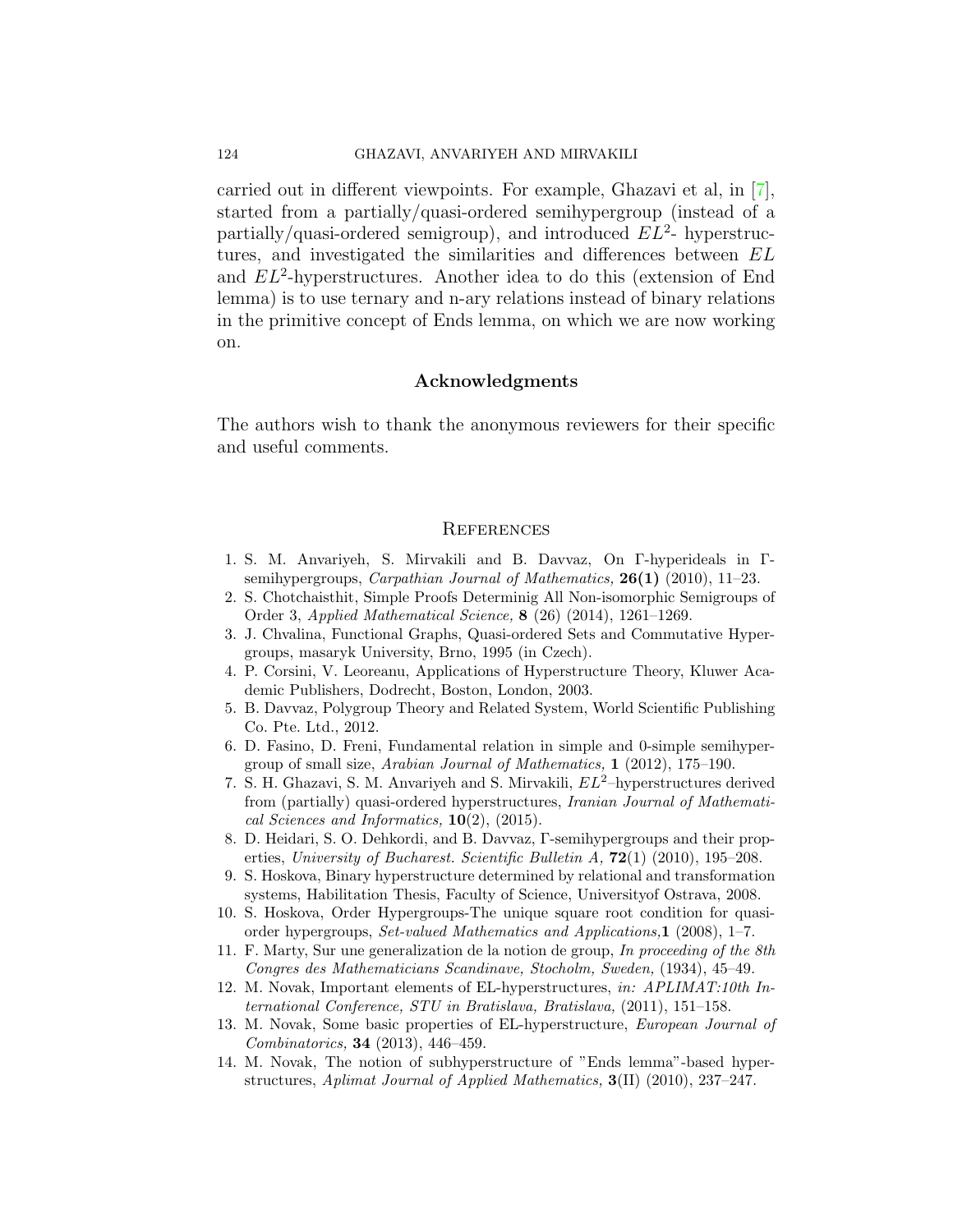carried out in different viewpoints. For example, Ghazavi et al, in [7], started from a partially/quasi-ordered semihypergroup (instead of a partially/quasi-ordered semigroup), and introduced $EL^2$- hyperstructures, and investigated the similarities and differences between $EL$ and $EL^2$-hyperstructures. Another idea to do this (extension of End lemma) is to use ternary and n-ary relations instead of binary relations in the primitive concept of Ends lemma, on which we are now working on.

## Acknowledgments

The authors wish to thank the anonymous reviewers for their specific and useful comments.

## References

1. S. M. Anvariyeh, S. Mirvakili and B. Davvaz, On Γ-hyperideals in Γ-semihypergroups, *Carpathian Journal of Mathematics,* **26(1)** (2010), 11–23.
2. S. Chotchaisthit, Simple Proofs Determinig All Non-isomorphic Semigroups of Order 3, *Applied Mathematical Science,* **8** (26) (2014), 1261–1269.
3. J. Chvalina, Functional Graphs, Quasi-ordered Sets and Commutative Hypergroups, masaryk University, Brno, 1995 (in Czech).
4. P. Corsini, V. Leoreanu, Applications of Hyperstructure Theory, Kluwer Academic Publishers, Dodrecht, Boston, London, 2003.
5. B. Davvaz, Polygroup Theory and Related System, World Scientific Publishing Co. Pte. Ltd., 2012.
6. D. Fasino, D. Freni, Fundamental relation in simple and 0-simple semihypergroup of small size, *Arabian Journal of Mathematics,* **1** (2012), 175–190.
7. S. H. Ghazavi, S. M. Anvariyeh and S. Mirvakili, $EL^2$–hyperstructures derived from (partially) quasi-ordered hyperstructures, *Iranian Journal of Mathematical Sciences and Informatics,* **10**(2), (2015).
8. D. Heidari, S. O. Dehkordi, and B. Davvaz, Γ-semihypergroups and their properties, *University of Bucharest. Scientific Bulletin A,* **72**(1) (2010), 195–208.
9. S. Hoskova, Binary hyperstructure determined by relational and transformation systems, Habilitation Thesis, Faculty of Science, Universityof Ostrava, 2008.
10. S. Hoskova, Order Hypergroups-The unique square root condition for quasi-order hypergroups, *Set-valued Mathematics and Applications,* **1** (2008), 1–7.
11. F. Marty, Sur une generalization de la notion de group, *In proceeding of the 8th Congres des Mathematicians Scandinave, Stocholm, Sweden,* (1934), 45–49.
12. M. Novak, Important elements of EL-hyperstructures, *in: APLIMAT:10th International Conference, STU in Bratislava, Bratislava,* (2011), 151–158.
13. M. Novak, Some basic properties of EL-hyperstructure, *European Journal of Combinatorics,* **34** (2013), 446–459.
14. M. Novak, The notion of subhyperstructure of "Ends lemma"-based hyperstructures, *Aplimat Journal of Applied Mathematics,* **3**(II) (2010), 237–247.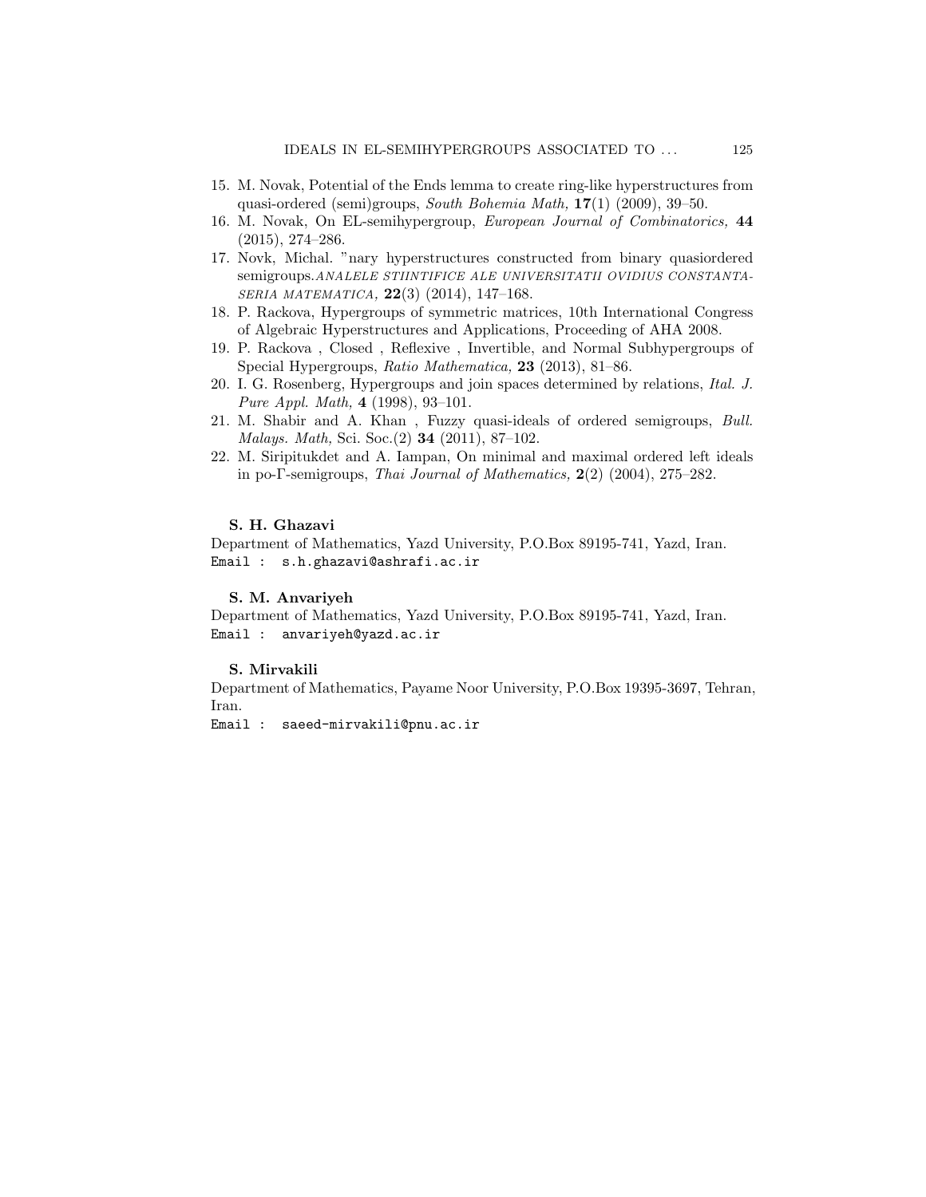15. M. Novak, Potential of the Ends lemma to create ring-like hyperstructures from quasi-ordered (semi)groups, *South Bohemia Math,* **17**(1) (2009), 39–50.
16. M. Novak, On EL-semihypergroup, *European Journal of Combinatorics,* **44** (2015), 274–286.
17. Novk, Michal. "nary hyperstructures constructed from binary quasiordered semigroups.*ANALELE STIINTIFICE ALE UNIVERSITATII OVIDIUS CONSTANTA-SERIA MATEMATICA,* **22**(3) (2014), 147–168.
18. P. Rackova, Hypergroups of symmetric matrices, 10th International Congress of Algebraic Hyperstructures and Applications, Proceeding of AHA 2008.
19. P. Rackova , Closed , Reflexive , Invertible, and Normal Subhypergroups of Special Hypergroups, *Ratio Mathematica,* **23** (2013), 81–86.
20. I. G. Rosenberg, Hypergroups and join spaces determined by relations, *Ital. J. Pure Appl. Math,* **4** (1998), 93–101.
21. M. Shabir and A. Khan , Fuzzy quasi-ideals of ordered semigroups, *Bull. Malays. Math,* Sci. Soc.(2) **34** (2011), 87–102.
22. M. Siripitukdet and A. Iampan, On minimal and maximal ordered left ideals in po-Γ-semigroups, *Thai Journal of Mathematics,* **2**(2) (2004), 275–282.

**S. H. Ghazavi**

Department of Mathematics, Yazd University, P.O.Box 89195-741, Yazd, Iran.

Email : s.h.ghazavi@ashrafi.ac.ir

**S. M. Anvariyeh**

Department of Mathematics, Yazd University, P.O.Box 89195-741, Yazd, Iran.

Email : anvariyeh@yazd.ac.ir

**S. Mirvakili**

Department of Mathematics, Payame Noor University, P.O.Box 19395-3697, Tehran, Iran.

Email : saeed-mirvakili@pnu.ac.ir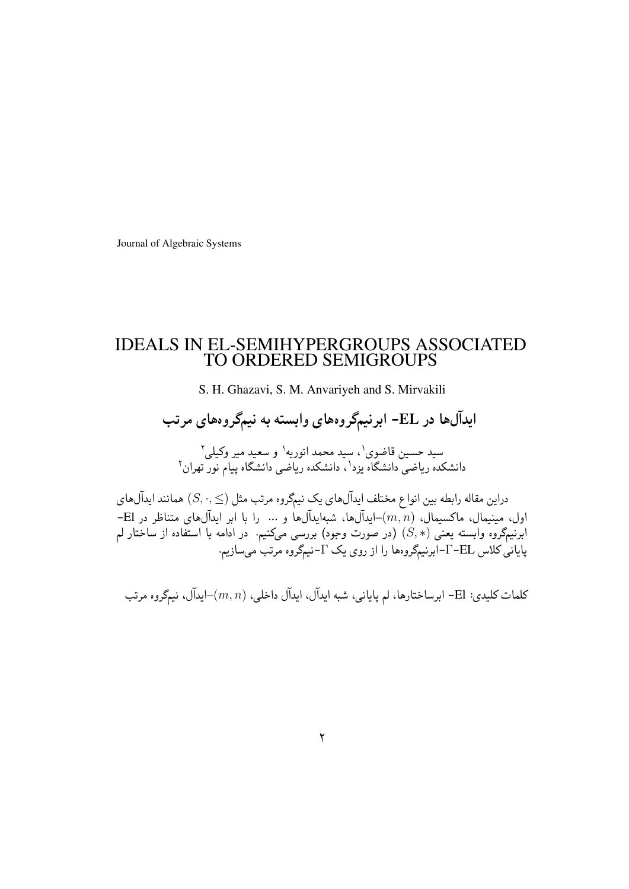Journal of Algebraic Systems

# IDEALS IN EL-SEMIHYPERGROUPS ASSOCIATED TO ORDERED SEMIGROUPS

S. H. Ghazavi, S. M. Anvariyeh and S. Mirvakili

## ایدآل‌ها در EL- ابرنیم‌گروه‌های وابسته به نیم‌گروه‌های مرتب

سید حسین قاضوی[1]، سید محمد انوریه[1] و سعید میر وکیلی[2]
دانشکده ریاضی دانشگاه یزد[1]، دانشکده ریاضی دانشگاه پیام نور تهران[2]

دراین مقاله رابطه بین انواع مختلف ایدآل‌های یک نیم‌گروه مرتب مثل $(S, \cdot, \leq)$ همانند ایدآل‌های اول، مینیمال، ماکسیمال، $(m, n)$–ایدآل‌ها، شبه‌ایدآل‌ها و ... را با ابر ایدآل‌های متناظر در El–ابرنیم‌گروه وابسته یعنی $(S, *)$ (در صورت وجود) بررسی می‌کنیم. در ادامه با استفاده از ساختار لم پایانی کلاس $\Gamma$-EL–ابرنیم‌گروه‌ها را از روی یک $\Gamma$–نیم‌گروه مرتب می‌سازیم.

کلمات کلیدی: El- ابرساختارها، لم پایانی، شبه ایدآل، ایدآل داخلی، $(m, n)$–ایدآل، نیم‌گروه مرتب